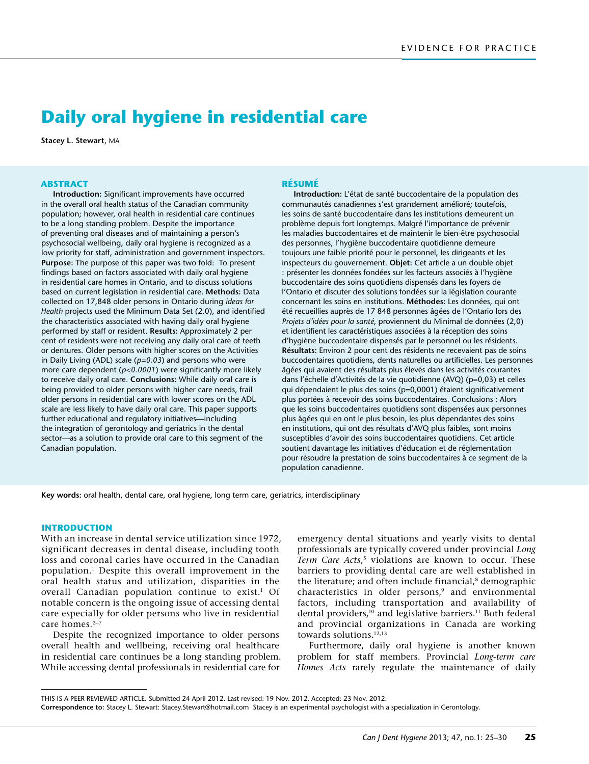# Daily oral hygiene in residential care

**Stacey L. Stewart**, MA

## ABSTRACT

**Introduction:** Significant improvements have occurred in the overall oral health status of the Canadian community population; however, oral health in residential care continues to be a long standing problem. Despite the importance of preventing oral diseases and of maintaining a person's psychosocial wellbeing, daily oral hygiene is recognized as a low priority for staff, administration and government inspectors. **Purpose:** The purpose of this paper was two fold: To present findings based on factors associated with daily oral hygiene in residential care homes in Ontario, and to discuss solutions based on current legislation in residential care. **Methods:** Data collected on 17,848 older persons in Ontario during *ideas for Health* projects used the Minimum Data Set (2.0), and identified the characteristics associated with having daily oral hygiene performed by staff or resident. **Results:** Approximately 2 per cent of residents were not receiving any daily oral care of teeth or dentures. Older persons with higher scores on the Activities in Daily Living (ADL) scale (*p=0.03*) and persons who were more care dependent (*p<0.0001*) were significantly more likely to receive daily oral care. **Conclusions:** While daily oral care is being provided to older persons with higher care needs, frail older persons in residential care with lower scores on the ADL scale are less likely to have daily oral care. This paper supports further educational and regulatory initiatives—including the integration of gerontology and geriatrics in the dental sector—as a solution to provide oral care to this segment of the Canadian population.

## RÉSUMÉ

**Introduction:** L'état de santé buccodentaire de la population des communautés canadiennes s'est grandement amélioré; toutefois, les soins de santé buccodentaire dans les institutions demeurent un problème depuis fort longtemps. Malgré l'importance de prévenir les maladies buccodentaires et de maintenir le bien-être psychosocial des personnes, l'hygiène buccodentaire quotidienne demeure toujours une faible priorité pour le personnel, les dirigeants et les inspecteurs du gouvernement. **Objet:** Cet article a un double objet : présenter les données fondées sur les facteurs associés à l'hygiène buccodentaire des soins quotidiens dispensés dans les foyers de l'Ontario et discuter des solutions fondées sur la législation courante concernant les soins en institutions. **Méthodes:** Les données, qui ont été recueillies auprès de 17 848 personnes âgées de l'Ontario lors des *Projets d'idées pour la santé*, proviennent du Minimal de données (2,0) et identifient les caractéristiques associées à la réception des soins d'hygiène buccodentaire dispensés par le personnel ou les résidents. **Résultats:** Environ 2 pour cent des résidents ne recevaient pas de soins buccodentaires quotidiens, dents naturelles ou artificielles. Les personnes âgées qui avaient des résultats plus élevés dans les activités courantes dans l'échelle d'Activités de la vie quotidienne (AVQ) (p=0,03) et celles qui dépendaient le plus des soins (p=0,0001) étaient significativement plus portées à recevoir des soins buccodentaires. Conclusions : Alors que les soins buccodentaires quotidiens sont dispensées aux personnes plus âgées qui en ont le plus besoin, les plus dépendantes des soins en institutions, qui ont des résultats d'AVQ plus faibles, sont moins susceptibles d'avoir des soins buccodentaires quotidiens. Cet article soutient davantage les initiatives d'éducation et de réglementation pour résoudre la prestation de soins buccodentaires à ce segment de la population canadienne.

**Key words:** oral health, dental care, oral hygiene, long term care, geriatrics, interdisciplinary

## INTRODUCTION

With an increase in dental service utilization since 1972, significant decreases in dental disease, including tooth loss and coronal caries have occurred in the Canadian population.[1] Despite this overall improvement in the oral health status and utilization, disparities in the overall Canadian population continue to exist.[1] Of notable concern is the ongoing issue of accessing dental care especially for older persons who live in residential care homes.[2–7]

Despite the recognized importance to older persons overall health and wellbeing, receiving oral healthcare in residential care continues be a long standing problem. While accessing dental professionals in residential care for emergency dental situations and yearly visits to dental professionals are typically covered under provincial *Long Term Care Acts*,[5] violations are known to occur. These barriers to providing dental care are well established in the literature; and often include financial,[8] demographic characteristics in older persons,[9] and environmental factors, including transportation and availability of dental providers,[10] and legislative barriers.[11] Both federal and provincial organizations in Canada are working towards solutions.[12,13]

Furthermore, daily oral hygiene is another known problem for staff members. Provincial *Long-term care Homes Acts* rarely regulate the maintenance of daily

THIS IS A PEER REVIEWED ARTICLE. Submitted 24 April 2012. Last revised: 19 Nov. 2012. Accepted: 23 Nov. 2012.
**Correspondence to:** Stacey L. Stewart: Stacey.Stewart@hotmail.com Stacey is an experimental psychologist with a specialization in Gerontology.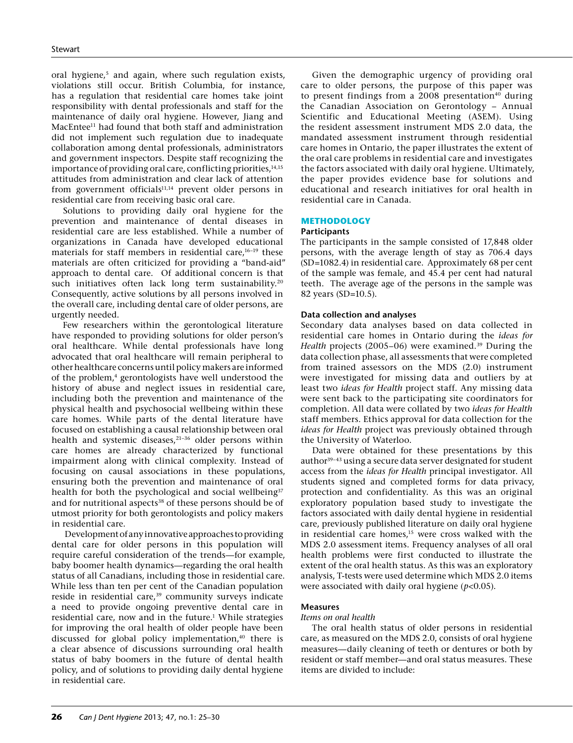oral hygiene,[5] and again, where such regulation exists, violations still occur. British Columbia, for instance, has a regulation that residential care homes take joint responsibility with dental professionals and staff for the maintenance of daily oral hygiene. However, Jiang and MacEntee[11] had found that both staff and administration did not implement such regulation due to inadequate collaboration among dental professionals, administrators and government inspectors. Despite staff recognizing the importance of providing oral care, conflicting priorities,[14,15] attitudes from administration and clear lack of attention from government officials[11,14] prevent older persons in residential care from receiving basic oral care.

Solutions to providing daily oral hygiene for the prevention and maintenance of dental diseases in residential care are less established. While a number of organizations in Canada have developed educational materials for staff members in residential care,[16–19] these materials are often criticized for providing a "band-aid" approach to dental care. Of additional concern is that such initiatives often lack long term sustainability.[20] Consequently, active solutions by all persons involved in the overall care, including dental care of older persons, are urgently needed.

Few researchers within the gerontological literature have responded to providing solutions for older person's oral healthcare. While dental professionals have long advocated that oral healthcare will remain peripheral to other healthcare concerns until policy makers are informed of the problem,[4] gerontologists have well understood the history of abuse and neglect issues in residential care, including both the prevention and maintenance of the physical health and psychosocial wellbeing within these care homes. While parts of the dental literature have focused on establishing a causal relationship between oral health and systemic diseases,[21–36] older persons within care homes are already characterized by functional impairment along with clinical complexity. Instead of focusing on causal associations in these populations, ensuring both the prevention and maintenance of oral health for both the psychological and social wellbeing[37] and for nutritional aspects[38] of these persons should be of utmost priority for both gerontologists and policy makers in residential care.

Development of any innovative approaches to providing dental care for older persons in this population will require careful consideration of the trends—for example, baby boomer health dynamics—regarding the oral health status of all Canadians, including those in residential care. While less than ten per cent of the Canadian population reside in residential care,[39] community surveys indicate a need to provide ongoing preventive dental care in residential care, now and in the future.[1] While strategies for improving the oral health of older people have been discussed for global policy implementation,[40] there is a clear absence of discussions surrounding oral health status of baby boomers in the future of dental health policy, and of solutions to providing daily dental hygiene in residential care.

Given the demographic urgency of providing oral care to older persons, the purpose of this paper was to present findings from a 2008 presentation[40] during the Canadian Association on Gerontology – Annual Scientific and Educational Meeting (ASEM). Using the resident assessment instrument MDS 2.0 data, the mandated assessment instrument through residential care homes in Ontario, the paper illustrates the extent of the oral care problems in residential care and investigates the factors associated with daily oral hygiene. Ultimately, the paper provides evidence base for solutions and educational and research initiatives for oral health in residential care in Canada.

## METHODOLOGY

### Participants

The participants in the sample consisted of 17,848 older persons, with the average length of stay as 706.4 days (SD=1082.4) in residential care. Approximately 68 per cent of the sample was female, and 45.4 per cent had natural teeth. The average age of the persons in the sample was 82 years (SD=10.5).

### Data collection and analyses

Secondary data analyses based on data collected in residential care homes in Ontario during the *ideas for Health* projects (2005–06) were examined.[39] During the data collection phase, all assessments that were completed from trained assessors on the MDS (2.0) instrument were investigated for missing data and outliers by at least two *ideas for Health* project staff. Any missing data were sent back to the participating site coordinators for completion. All data were collated by two *ideas for Health* staff members. Ethics approval for data collection for the *ideas for Health* project was previously obtained through the University of Waterloo.

Data were obtained for these presentations by this author[39–43] using a secure data server designated for student access from the *ideas for Health* principal investigator. All students signed and completed forms for data privacy, protection and confidentiality. As this was an original exploratory population based study to investigate the factors associated with daily dental hygiene in residential care, previously published literature on daily oral hygiene in residential care homes,[15] were cross walked with the MDS 2.0 assessment items. Frequency analyses of all oral health problems were first conducted to illustrate the extent of the oral health status. As this was an exploratory analysis, T-tests were used determine which MDS 2.0 items were associated with daily oral hygiene ($p<0.05$).

### Measures

*Items on oral health*

The oral health status of older persons in residential care, as measured on the MDS 2.0, consists of oral hygiene measures—daily cleaning of teeth or dentures or both by resident or staff member—and oral status measures. These items are divided to include: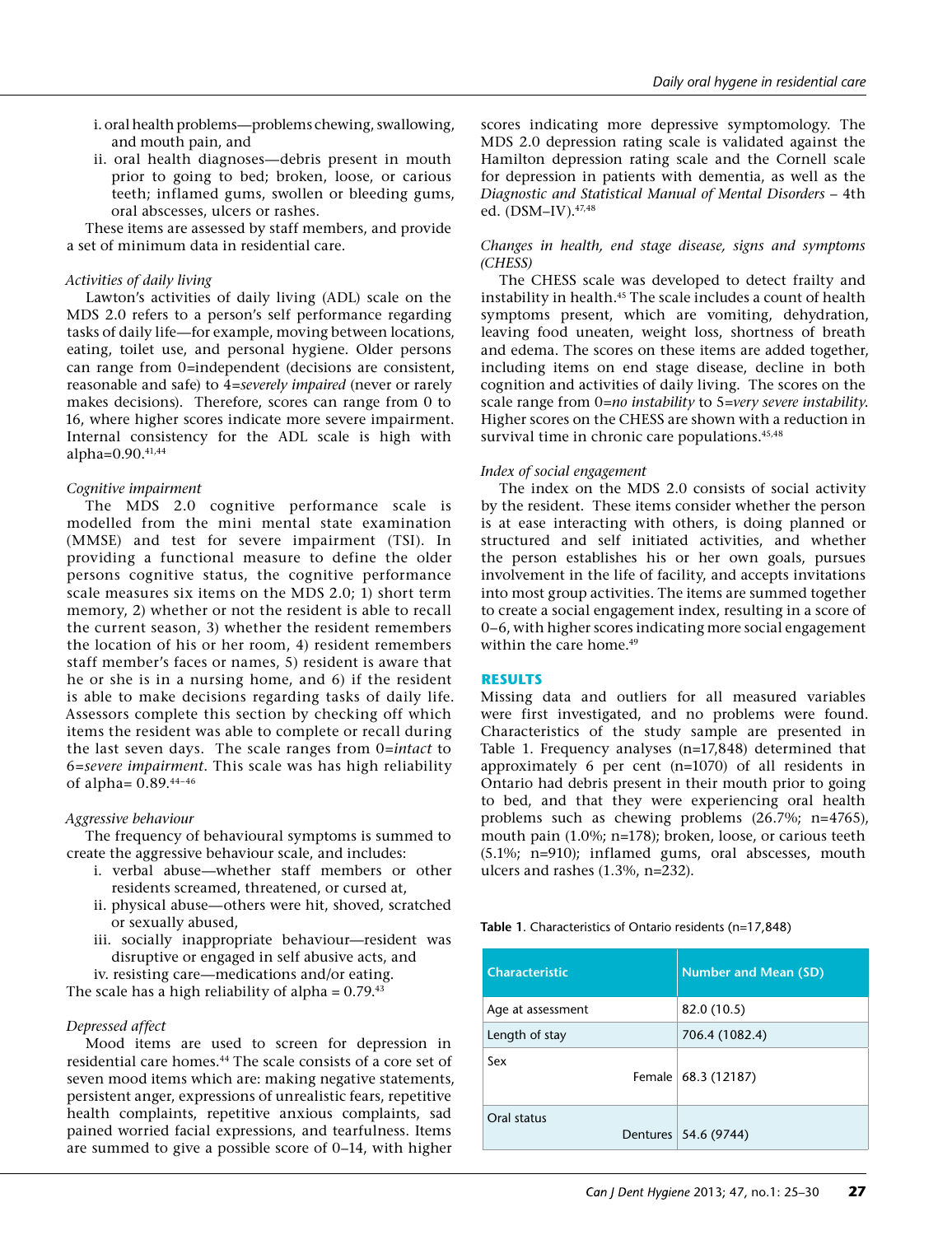i. oral health problems—problems chewing, swallowing, and mouth pain, and
ii. oral health diagnoses—debris present in mouth prior to going to bed; broken, loose, or carious teeth; inflamed gums, swollen or bleeding gums, oral abscesses, ulcers or rashes.

These items are assessed by staff members, and provide a set of minimum data in residential care.

*Activities of daily living*

Lawton's activities of daily living (ADL) scale on the MDS 2.0 refers to a person's self performance regarding tasks of daily life—for example, moving between locations, eating, toilet use, and personal hygiene. Older persons can range from 0=independent (decisions are consistent, reasonable and safe) to 4=*severely impaired* (never or rarely makes decisions). Therefore, scores can range from 0 to 16, where higher scores indicate more severe impairment. Internal consistency for the ADL scale is high with alpha=0.90.[41,44]

*Cognitive impairment*

The MDS 2.0 cognitive performance scale is modelled from the mini mental state examination (MMSE) and test for severe impairment (TSI). In providing a functional measure to define the older persons cognitive status, the cognitive performance scale measures six items on the MDS 2.0; 1) short term memory, 2) whether or not the resident is able to recall the current season, 3) whether the resident remembers the location of his or her room, 4) resident remembers staff member's faces or names, 5) resident is aware that he or she is in a nursing home, and 6) if the resident is able to make decisions regarding tasks of daily life. Assessors complete this section by checking off which items the resident was able to complete or recall during the last seven days. The scale ranges from 0=*intact* to 6=*severe impairment*. This scale was has high reliability of alpha= 0.89.[44–46]

*Aggressive behaviour*

The frequency of behavioural symptoms is summed to create the aggressive behaviour scale, and includes:

i. verbal abuse—whether staff members or other residents screamed, threatened, or cursed at,
ii. physical abuse—others were hit, shoved, scratched or sexually abused,
iii. socially inappropriate behaviour—resident was disruptive or engaged in self abusive acts, and
iv. resisting care—medications and/or eating.

The scale has a high reliability of alpha = 0.79.[43]

*Depressed affect*

Mood items are used to screen for depression in residential care homes.[44] The scale consists of a core set of seven mood items which are: making negative statements, persistent anger, expressions of unrealistic fears, repetitive health complaints, repetitive anxious complaints, sad pained worried facial expressions, and tearfulness. Items are summed to give a possible score of 0–14, with higher scores indicating more depressive symptomatology. The MDS 2.0 depression rating scale is validated against the Hamilton depression rating scale and the Cornell scale for depression in patients with dementia, as well as the *Diagnostic and Statistical Manual of Mental Disorders* – 4th ed. (DSM–IV).[47,48]

*Changes in health, end stage disease, signs and symptoms (CHESS)*

The CHESS scale was developed to detect frailty and instability in health.[45] The scale includes a count of health symptoms present, which are vomiting, dehydration, leaving food uneaten, weight loss, shortness of breath and edema. The scores on these items are added together, including items on end stage disease, decline in both cognition and activities of daily living. The scores on the scale range from 0=*no instability* to 5=*very severe instability.* Higher scores on the CHESS are shown with a reduction in survival time in chronic care populations.[45,48]

*Index of social engagement*

The index on the MDS 2.0 consists of social activity by the resident. These items consider whether the person is at ease interacting with others, is doing planned or structured and self initiated activities, and whether the person establishes his or her own goals, pursues involvement in the life of facility, and accepts invitations into most group activities. The items are summed together to create a social engagement index, resulting in a score of 0–6, with higher scores indicating more social engagement within the care home.[49]

## RESULTS

Missing data and outliers for all measured variables were first investigated, and no problems were found. Characteristics of the study sample are presented in Table 1. Frequency analyses (n=17,848) determined that approximately 6 per cent (n=1070) of all residents in Ontario had debris present in their mouth prior to going to bed, and that they were experiencing oral health problems such as chewing problems (26.7%; n=4765), mouth pain (1.0%; n=178); broken, loose, or carious teeth (5.1%; n=910); inflamed gums, oral abscesses, mouth ulcers and rashes (1.3%, n=232).

**Table 1**. Characteristics of Ontario residents (n=17,848)

| Characteristic | Number and Mean (SD) |
|---|---|
| Age at assessment | 82.0 (10.5) |
| Length of stay | 706.4 (1082.4) |
| Sex | |
| Female | 68.3 (12187) |
| Oral status | |
| Dentures | 54.6 (9744) |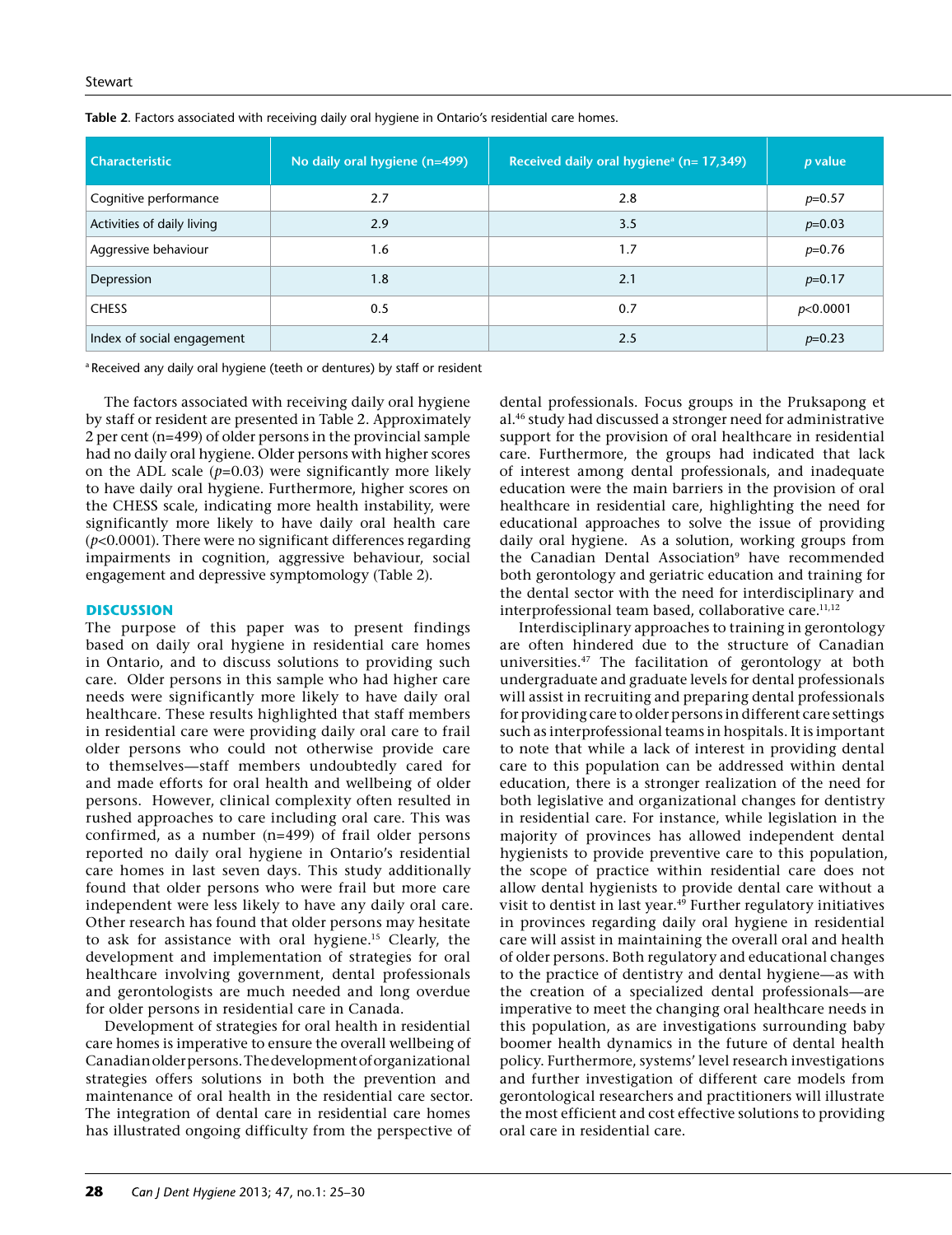**Table 2**. Factors associated with receiving daily oral hygiene in Ontario's residential care homes.

| Characteristic | No daily oral hygiene (n=499) | Received daily oral hygiene[a] (n= 17,349) | *p* value |
|---|---|---|---|
| Cognitive performance | 2.7 | 2.8 | $p$=0.57 |
| Activities of daily living | 2.9 | 3.5 | $p$=0.03 |
| Aggressive behaviour | 1.6 | 1.7 | $p$=0.76 |
| Depression | 1.8 | 2.1 | $p$=0.17 |
| CHESS | 0.5 | 0.7 | $p$<0.0001 |
| Index of social engagement | 2.4 | 2.5 | $p$=0.23 |

[a] Received any daily oral hygiene (teeth or dentures) by staff or resident

The factors associated with receiving daily oral hygiene by staff or resident are presented in Table 2. Approximately 2 per cent (n=499) of older persons in the provincial sample had no daily oral hygiene. Older persons with higher scores on the ADL scale ($p$=0.03) were significantly more likely to have daily oral hygiene. Furthermore, higher scores on the CHESS scale, indicating more health instability, were significantly more likely to have daily oral health care ($p$<0.0001). There were no significant differences regarding impairments in cognition, aggressive behaviour, social engagement and depressive symptomology (Table 2).

## DISCUSSION

The purpose of this paper was to present findings based on daily oral hygiene in residential care homes in Ontario, and to discuss solutions to providing such care. Older persons in this sample who had higher care needs were significantly more likely to have daily oral healthcare. These results highlighted that staff members in residential care were providing daily oral care to frail older persons who could not otherwise provide care to themselves—staff members undoubtedly cared for and made efforts for oral health and wellbeing of older persons. However, clinical complexity often resulted in rushed approaches to care including oral care. This was confirmed, as a number (n=499) of frail older persons reported no daily oral hygiene in Ontario's residential care homes in last seven days. This study additionally found that older persons who were frail but more care independent were less likely to have any daily oral care. Other research has found that older persons may hesitate to ask for assistance with oral hygiene.[15] Clearly, the development and implementation of strategies for oral healthcare involving government, dental professionals and gerontologists are much needed and long overdue for older persons in residential care in Canada.

Development of strategies for oral health in residential care homes is imperative to ensure the overall wellbeing of Canadian older persons. The development of organizational strategies offers solutions in both the prevention and maintenance of oral health in the residential care sector. The integration of dental care in residential care homes has illustrated ongoing difficulty from the perspective of dental professionals. Focus groups in the Pruksapong et al.[46] study had discussed a stronger need for administrative support for the provision of oral healthcare in residential care. Furthermore, the groups had indicated that lack of interest among dental professionals, and inadequate education were the main barriers in the provision of oral healthcare in residential care, highlighting the need for educational approaches to solve the issue of providing daily oral hygiene. As a solution, working groups from the Canadian Dental Association[9] have recommended both gerontology and geriatric education and training for the dental sector with the need for interdisciplinary and interprofessional team based, collaborative care.[11,12]

Interdisciplinary approaches to training in gerontology are often hindered due to the structure of Canadian universities.[47] The facilitation of gerontology at both undergraduate and graduate levels for dental professionals will assist in recruiting and preparing dental professionals for providing care to older persons in different care settings such as interprofessional teams in hospitals. It is important to note that while a lack of interest in providing dental care to this population can be addressed within dental education, there is a stronger realization of the need for both legislative and organizational changes for dentistry in residential care. For instance, while legislation in the majority of provinces has allowed independent dental hygienists to provide preventive care to this population, the scope of practice within residential care does not allow dental hygienists to provide dental care without a visit to dentist in last year.[49] Further regulatory initiatives in provinces regarding daily oral hygiene in residential care will assist in maintaining the overall oral and health of older persons. Both regulatory and educational changes to the practice of dentistry and dental hygiene—as with the creation of a specialized dental professionals—are imperative to meet the changing oral healthcare needs in this population, as are investigations surrounding baby boomer health dynamics in the future of dental health policy. Furthermore, systems' level research investigations and further investigation of different care models from gerontological researchers and practitioners will illustrate the most efficient and cost effective solutions to providing oral care in residential care.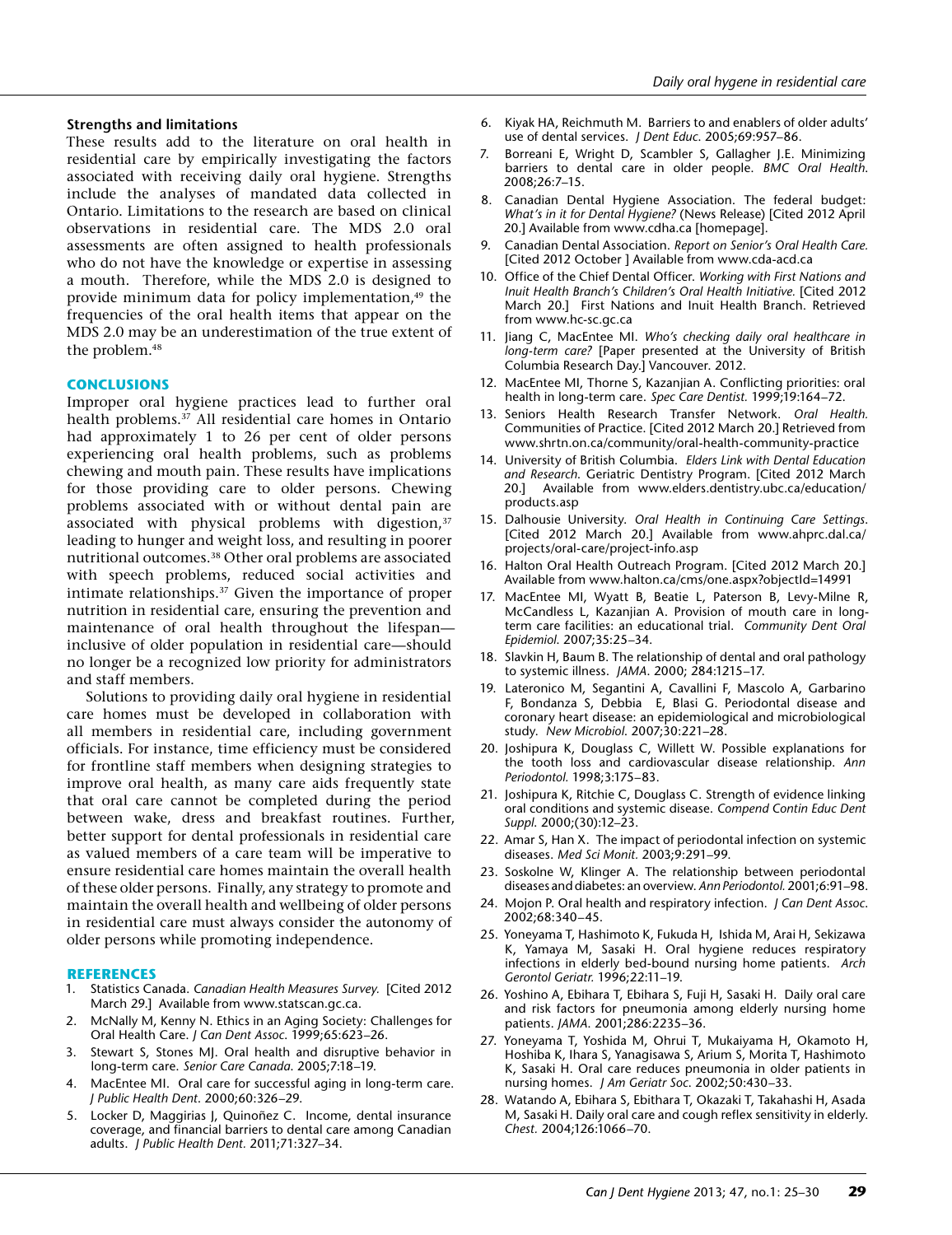### Strengths and limitations

These results add to the literature on oral health in residential care by empirically investigating the factors associated with receiving daily oral hygiene. Strengths include the analyses of mandated data collected in Ontario. Limitations to the research are based on clinical observations in residential care. The MDS 2.0 oral assessments are often assigned to health professionals who do not have the knowledge or expertise in assessing a mouth. Therefore, while the MDS 2.0 is designed to provide minimum data for policy implementation,[49] the frequencies of the oral health items that appear on the MDS 2.0 may be an underestimation of the true extent of the problem.[48]

## CONCLUSIONS

Improper oral hygiene practices lead to further oral health problems.[37] All residential care homes in Ontario had approximately 1 to 26 per cent of older persons experiencing oral health problems, such as problems chewing and mouth pain. These results have implications for those providing care to older persons. Chewing problems associated with or without dental pain are associated with physical problems with digestion,[37] leading to hunger and weight loss, and resulting in poorer nutritional outcomes.[38] Other oral problems are associated with speech problems, reduced social activities and intimate relationships.[37] Given the importance of proper nutrition in residential care, ensuring the prevention and maintenance of oral health throughout the lifespan—inclusive of older population in residential care—should no longer be a recognized low priority for administrators and staff members.

Solutions to providing daily oral hygiene in residential care homes must be developed in collaboration with all members in residential care, including government officials. For instance, time efficiency must be considered for frontline staff members when designing strategies to improve oral health, as many care aids frequently state that oral care cannot be completed during the period between wake, dress and breakfast routines. Further, better support for dental professionals in residential care as valued members of a care team will be imperative to ensure residential care homes maintain the overall health of these older persons. Finally, any strategy to promote and maintain the overall health and wellbeing of older persons in residential care must always consider the autonomy of older persons while promoting independence.

## REFERENCES

1. Statistics Canada. *Canadian Health Measures Survey.* [Cited 2012 March 29.] Available from www.statscan.gc.ca.
2. McNally M, Kenny N. Ethics in an Aging Society: Challenges for Oral Health Care. *J Can Dent Assoc.* 1999;65:623–26.
3. Stewart S, Stones MJ. Oral health and disruptive behavior in long-term care. *Senior Care Canada.* 2005;7:18–19.
4. MacEntee MI. Oral care for successful aging in long-term care. *J Public Health Dent.* 2000;60:326–29.
5. Locker D, Maggirias J, Quiñoñez C. Income, dental insurance coverage, and financial barriers to dental care among Canadian adults. *J Public Health Dent.* 2011;71:327–34.
6. Kiyak HA, Reichmuth M. Barriers to and enablers of older adults' use of dental services. *J Dent Educ.* 2005;69:957–86.
7. Borreani E, Wright D, Scambler S, Gallagher J.E. Minimizing barriers to dental care in older people. *BMC Oral Health.* 2008;26:7–15.
8. Canadian Dental Hygiene Association. The federal budget: *What's in it for Dental Hygiene?* (News Release) [Cited 2012 April 20.] Available from www.cdha.ca [homepage].
9. Canadian Dental Association. *Report on Senior's Oral Health Care.* [Cited 2012 October ] Available from www.cda-acd.ca
10. Office of the Chief Dental Officer. *Working with First Nations and Inuit Health Branch's Children's Oral Health Initiative.* [Cited 2012 March 20.] First Nations and Inuit Health Branch. Retrieved from www.hc-sc.gc.ca
11. Jiang C, MacEntee MI. *Who's checking daily oral healthcare in long-term care?* [Paper presented at the University of British Columbia Research Day.] Vancouver. 2012.
12. MacEntee MI, Thorne S, Kazanjian A. Conflicting priorities: oral health in long-term care. *Spec Care Dentist.* 1999;19:164–72.
13. Seniors Health Research Transfer Network. *Oral Health.* Communities of Practice. [Cited 2012 March 20.] Retrieved from www.shrtn.on.ca/community/oral-health-community-practice
14. University of British Columbia. *Elders Link with Dental Education and Research.* Geriatric Dentistry Program. [Cited 2012 March 20.] Available from www.elders.dentistry.ubc.ca/education/products.asp
15. Dalhousie University. *Oral Health in Continuing Care Settings.* [Cited 2012 March 20.] Available from www.ahprc.dal.ca/projects/oral-care/project-info.asp
16. Halton Oral Health Outreach Program. [Cited 2012 March 20.] Available from www.halton.ca/cms/one.aspx?objectId=14991
17. MacEntee MI, Wyatt B, Beatie L, Paterson B, Levy-Milne R, McCandless L, Kazanjian A. Provision of mouth care in long-term care facilities: an educational trial. *Community Dent Oral Epidemiol.* 2007;35:25–34.
18. Slavkin H, Baum B. The relationship of dental and oral pathology to systemic illness. *JAMA.* 2000; 284:1215–17.
19. Lateronico M, Segantini A, Cavallini F, Mascolo A, Garbarino F, Bondanza S, Debbia E, Blasi G. Periodontal disease and coronary heart disease: an epidemiological and microbiological study. *New Microbiol.* 2007;30:221–28.
20. Joshipura K, Douglass C, Willett W. Possible explanations for the tooth loss and cardiovascular disease relationship. *Ann Periodontol.* 1998;3:175–83.
21. Joshipura K, Ritchie C, Douglass C. Strength of evidence linking oral conditions and systemic disease. *Compend Contin Educ Dent Suppl.* 2000;(30):12–23.
22. Amar S, Han X. The impact of periodontal infection on systemic diseases. *Med Sci Monit.* 2003;9:291–99.
23. Soskolne W, Klinger A. The relationship between periodontal diseases and diabetes: an overview. *Ann Periodontol.* 2001;6:91–98.
24. Mojon P. Oral health and respiratory infection. *J Can Dent Assoc.* 2002;68:340–45.
25. Yoneyama T, Hashimoto K, Fukuda H, Ishida M, Arai H, Sekizawa K, Yamaya M, Sasaki H. Oral hygiene reduces respiratory infections in elderly bed-bound nursing home patients. *Arch Gerontol Geriatr.* 1996;22:11–19.
26. Yoshino A, Ebihara T, Ebihara S, Fuji H, Sasaki H. Daily oral care and risk factors for pneumonia among elderly nursing home patients. *JAMA.* 2001;286:2235–36.
27. Yoneyama T, Yoshida M, Ohrui T, Mukaiyama H, Okamoto H, Hoshiba K, Ihara S, Yanagisawa S, Arium S, Morita T, Hashimoto K, Sasaki H. Oral care reduces pneumonia in older patients in nursing homes. *J Am Geriatr Soc.* 2002;50:430–33.
28. Watando A, Ebihara S, Ebithara T, Okazaki T, Takahashi H, Asada M, Sasaki H. Daily oral care and cough reflex sensitivity in elderly. *Chest.* 2004;126:1066–70.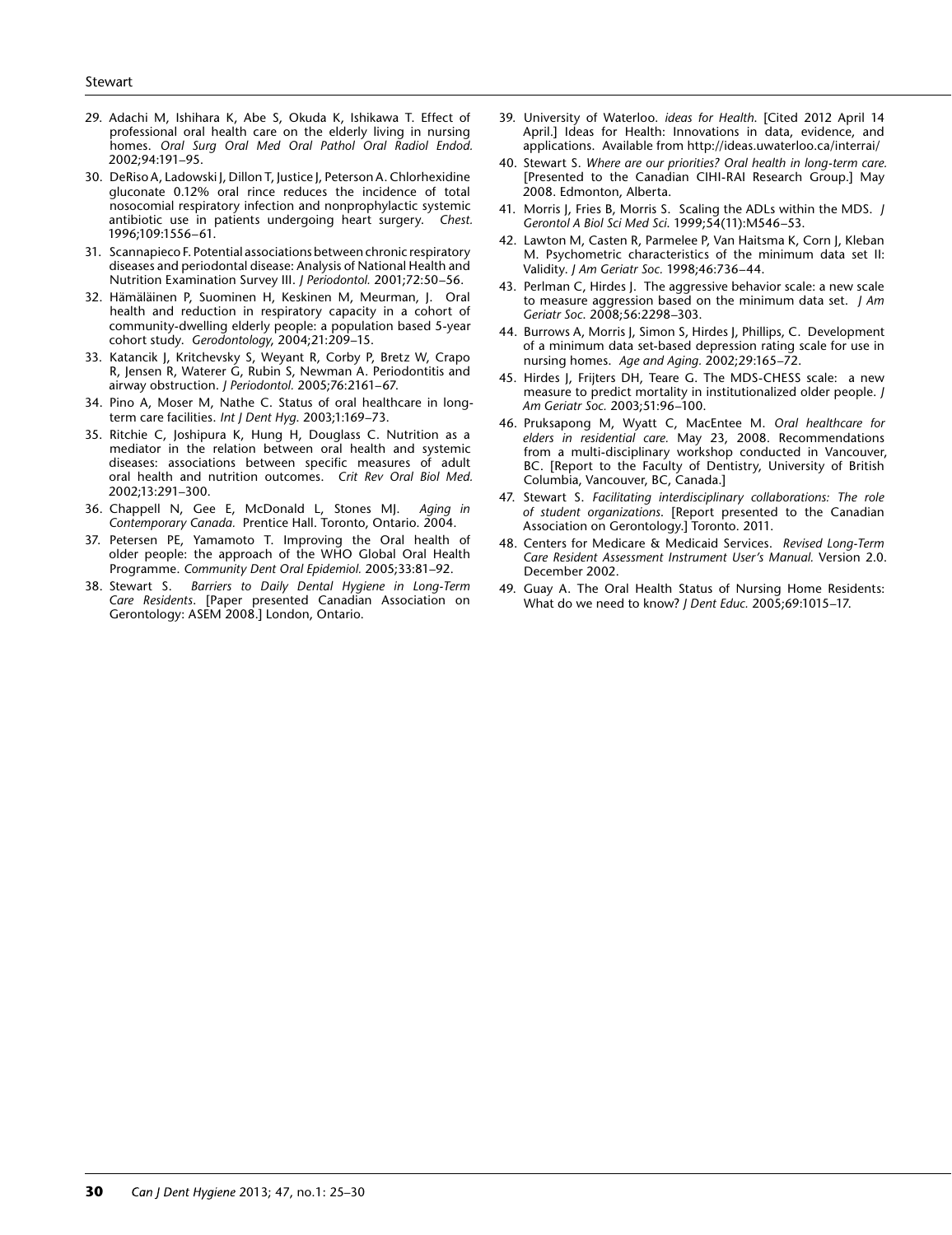29. Adachi M, Ishihara K, Abe S, Okuda K, Ishikawa T. Effect of professional oral health care on the elderly living in nursing homes. *Oral Surg Oral Med Oral Pathol Oral Radiol Endod.* 2002;94:191–95.
30. DeRiso A, Ladowski J, Dillon T, Justice J, Peterson A. Chlorhexidine gluconate 0.12% oral rince reduces the incidence of total nosocomial respiratory infection and nonprophylactic systemic antibiotic use in patients undergoing heart surgery. *Chest.* 1996;109:1556–61.
31. Scannapieco F. Potential associations between chronic respiratory diseases and periodontal disease: Analysis of National Health and Nutrition Examination Survey III. *J Periodontol.* 2001;72:50–56.
32. Hämäläinen P, Suominen H, Keskinen M, Meurman, J. Oral health and reduction in respiratory capacity in a cohort of community-dwelling elderly people: a population based 5-year cohort study. *Gerodontology*, 2004;21:209–15.
33. Katancik J, Kritchevsky S, Weyant R, Corby P, Bretz W, Crapo R, Jensen R, Waterer G, Rubin S, Newman A. Periodontitis and airway obstruction. *J Periodontol.* 2005;76:2161–67.
34. Pino A, Moser M, Nathe C. Status of oral healthcare in long-term care facilities. *Int J Dent Hyg.* 2003;1:169–73.
35. Ritchie C, Joshipura K, Hung H, Douglass C. Nutrition as a mediator in the relation between oral health and systemic diseases: associations between specific measures of adult oral health and nutrition outcomes. *Crit Rev Oral Biol Med.* 2002;13:291–300.
36. Chappell N, Gee E, McDonald L, Stones MJ. *Aging in Contemporary Canada.* Prentice Hall. Toronto, Ontario. 2004.
37. Petersen PE, Yamamoto T. Improving the Oral health of older people: the approach of the WHO Global Oral Health Programme. *Community Dent Oral Epidemiol.* 2005;33:81–92.
38. Stewart S. *Barriers to Daily Dental Hygiene in Long-Term Care Residents*. [Paper presented Canadian Association on Gerontology: ASEM 2008.] London, Ontario.
39. University of Waterloo. *ideas for Health.* [Cited 2012 April 14 April.] Ideas for Health: Innovations in data, evidence, and applications. Available from http://ideas.uwaterloo.ca/interrai/
40. Stewart S. *Where are our priorities? Oral health in long-term care.* [Presented to the Canadian CIHI-RAI Research Group.] May 2008. Edmonton, Alberta.
41. Morris J, Fries B, Morris S. Scaling the ADLs within the MDS. *J Gerontol A Biol Sci Med Sci.* 1999;54(11):M546–53.
42. Lawton M, Casten R, Parmelee P, Van Haitsma K, Corn J, Kleban M. Psychometric characteristics of the minimum data set II: Validity. *J Am Geriatr Soc.* 1998;46:736–44.
43. Perlman C, Hirdes J. The aggressive behavior scale: a new scale to measure aggression based on the minimum data set. *J Am Geriatr Soc.* 2008;56:2298–303.
44. Burrows A, Morris J, Simon S, Hirdes J, Phillips, C. Development of a minimum data set-based depression rating scale for use in nursing homes. *Age and Aging.* 2002;29:165–72.
45. Hirdes J, Frijters DH, Teare G. The MDS-CHESS scale: a new measure to predict mortality in institutionalized older people. *J Am Geriatr Soc.* 2003;51:96–100.
46. Pruksapong M, Wyatt C, MacEntee M. *Oral healthcare for elders in residential care.* May 23, 2008. Recommendations from a multi-disciplinary workshop conducted in Vancouver, BC. [Report to the Faculty of Dentistry, University of British Columbia, Vancouver, BC, Canada.]
47. Stewart S. *Facilitating interdisciplinary collaborations: The role of student organizations.* [Report presented to the Canadian Association on Gerontology.] Toronto. 2011.
48. Centers for Medicare & Medicaid Services. *Revised Long-Term Care Resident Assessment Instrument User's Manual.* Version 2.0. December 2002.
49. Guay A. The Oral Health Status of Nursing Home Residents: What do we need to know? *J Dent Educ.* 2005;69:1015–17.